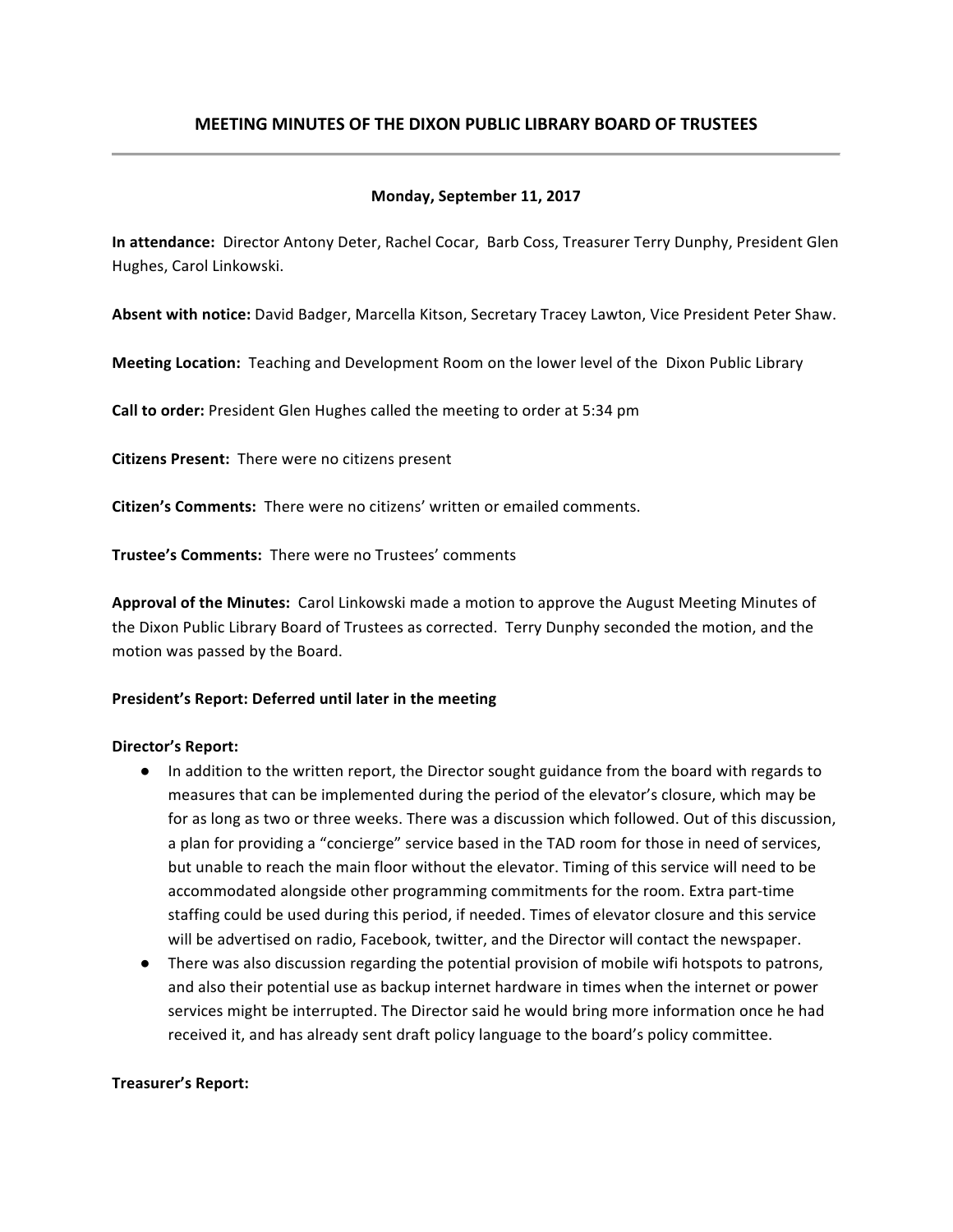## MEETING MINUTES OF THE DIXON PUBLIC LIBRARY BOARD OF TRUSTEES

---

**Monday, September 11, 2017**

**In attendance:** Director Antony Deter, Rachel Cocar, Barb Coss, Treasurer Terry Dunphy, President Glen Hughes, Carol Linkowski.

**Absent with notice:** David Badger, Marcella Kitson, Secretary Tracey Lawton, Vice President Peter Shaw.

**Meeting Location:** Teaching and Development Room on the lower level of the Dixon Public Library

**Call to order:** President Glen Hughes called the meeting to order at 5:34 pm

**Citizens Present:** There were no citizens present

**Citizen's Comments:** There were no citizens' written or emailed comments.

**Trustee's Comments:** There were no Trustees' comments

**Approval of the Minutes:** Carol Linkowski made a motion to approve the August Meeting Minutes of the Dixon Public Library Board of Trustees as corrected. Terry Dunphy seconded the motion, and the motion was passed by the Board.

**President's Report: Deferred until later in the meeting**

**Director's Report:**

- In addition to the written report, the Director sought guidance from the board with regards to measures that can be implemented during the period of the elevator's closure, which may be for as long as two or three weeks. There was a discussion which followed. Out of this discussion, a plan for providing a "concierge" service based in the TAD room for those in need of services, but unable to reach the main floor without the elevator. Timing of this service will need to be accommodated alongside other programming commitments for the room. Extra part-time staffing could be used during this period, if needed. Times of elevator closure and this service will be advertised on radio, Facebook, twitter, and the Director will contact the newspaper.
- There was also discussion regarding the potential provision of mobile wifi hotspots to patrons, and also their potential use as backup internet hardware in times when the internet or power services might be interrupted. The Director said he would bring more information once he had received it, and has already sent draft policy language to the board's policy committee.

**Treasurer's Report:**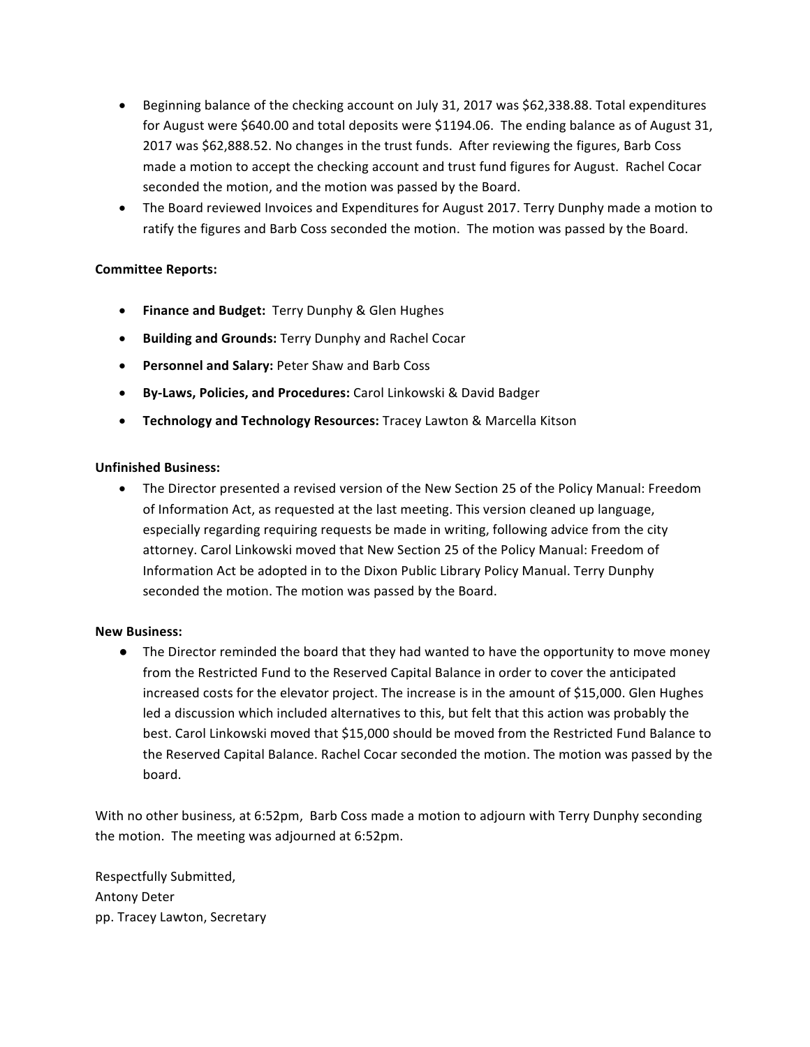- Beginning balance of the checking account on July 31, 2017 was $62,338.88. Total expenditures for August were $640.00 and total deposits were $1194.06. The ending balance as of August 31, 2017 was $62,888.52. No changes in the trust funds. After reviewing the figures, Barb Coss made a motion to accept the checking account and trust fund figures for August. Rachel Cocar seconded the motion, and the motion was passed by the Board.
- The Board reviewed Invoices and Expenditures for August 2017. Terry Dunphy made a motion to ratify the figures and Barb Coss seconded the motion. The motion was passed by the Board.

**Committee Reports:**

- **Finance and Budget:** Terry Dunphy & Glen Hughes
- **Building and Grounds:** Terry Dunphy and Rachel Cocar
- **Personnel and Salary:** Peter Shaw and Barb Coss
- **By-Laws, Policies, and Procedures:** Carol Linkowski & David Badger
- **Technology and Technology Resources:** Tracey Lawton & Marcella Kitson

**Unfinished Business:**

- The Director presented a revised version of the New Section 25 of the Policy Manual: Freedom of Information Act, as requested at the last meeting. This version cleaned up language, especially regarding requiring requests be made in writing, following advice from the city attorney. Carol Linkowski moved that New Section 25 of the Policy Manual: Freedom of Information Act be adopted in to the Dixon Public Library Policy Manual. Terry Dunphy seconded the motion. The motion was passed by the Board.

**New Business:**

- The Director reminded the board that they had wanted to have the opportunity to move money from the Restricted Fund to the Reserved Capital Balance in order to cover the anticipated increased costs for the elevator project. The increase is in the amount of $15,000. Glen Hughes led a discussion which included alternatives to this, but felt that this action was probably the best. Carol Linkowski moved that $15,000 should be moved from the Restricted Fund Balance to the Reserved Capital Balance. Rachel Cocar seconded the motion. The motion was passed by the board.

With no other business, at 6:52pm, Barb Coss made a motion to adjourn with Terry Dunphy seconding the motion. The meeting was adjourned at 6:52pm.

Respectfully Submitted,
Antony Deter
pp. Tracey Lawton, Secretary